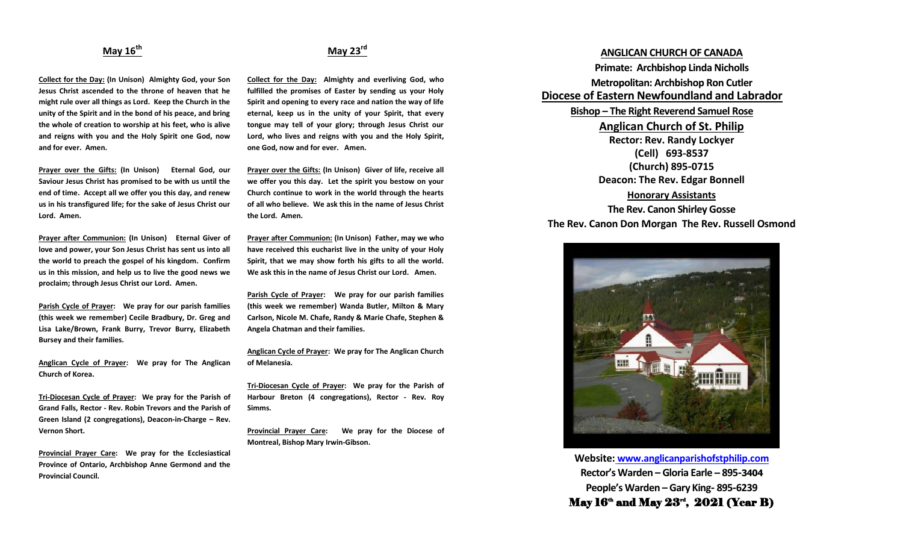## May 16th

**Collect for the Day: (In Unison) Almighty God, your Son Jesus Christ ascended to the throne of heaven that he might rule over all things as Lord. Keep the Church in the unity of the Spirit and in the bond of his peace, and bring the whole of creation to worship at his feet, who is alive and reigns with you and the Holy Spirit one God, now and for ever. Amen.**

**Prayer over the Gifts: (In Unison) Eternal God, our Saviour Jesus Christ has promised to be with us until the end of time. Accept all we offer you this day, and renew us in his transfigured life; for the sake of Jesus Christ our Lord. Amen.**

**Prayer after Communion: (In Unison) Eternal Giver of love and power, your Son Jesus Christ has sent us into all the world to preach the gospel of his kingdom. Confirm us in this mission, and help us to live the good news we proclaim; through Jesus Christ our Lord. Amen.**

**Parish Cycle of Prayer: We pray for our parish families (this week we remember) Cecile Bradbury, Dr. Greg and Lisa Lake/Brown, Frank Burry, Trevor Burry, Elizabeth Bursey and their families.**

**Anglican Cycle of Prayer: We pray for The Anglican Church of Korea.**

**Tri-Diocesan Cycle of Prayer: We pray for the Parish of Grand Falls, Rector - Rev. Robin Trevors and the Parish of Green Island (2 congregations), Deacon-in-Charge – Rev. Vernon Short.**

**Provincial Prayer Care: We pray for the Ecclesiastical Province of Ontario, Archbishop Anne Germond and the Provincial Council.**

## May 23rd

**Collect for the Day: Almighty and everliving God, who fulfilled the promises of Easter by sending us your Holy Spirit and opening to every race and nation the way of life eternal, keep us in the unity of your Spirit, that every tongue may tell of your glory; through Jesus Christ our Lord, who lives and reigns with you and the Holy Spirit, one God, now and for ever. Amen.**

**Prayer over the Gifts: (In Unison) Giver of life, receive all we offer you this day. Let the spirit you bestow on your Church continue to work in the world through the hearts of all who believe. We ask this in the name of Jesus Christ the Lord. Amen.**

**Prayer after Communion: (In Unison) Father, may we who have received this eucharist live in the unity of your Holy Spirit, that we may show forth his gifts to all the world. We ask this in the name of Jesus Christ our Lord. Amen.**

**Parish Cycle of Prayer: We pray for our parish families (this week we remember) Wanda Butler, Milton & Mary Carlson, Nicole M. Chafe, Randy & Marie Chafe, Stephen & Angela Chatman and their families.**

**Anglican Cycle of Prayer: We pray for The Anglican Church of Melanesia.**

**Tri-Diocesan Cycle of Prayer: We pray for the Parish of Harbour Breton (4 congregations), Rector - Rev. Roy Simms.**

**Provincial Prayer Care: We pray for the Diocese of Montreal, Bishop Mary Irwin-Gibson.**

## ANGLICAN CHURCH OF CANADA

**Primate: Archbishop Linda Nicholls**

**Metropolitan: Archbishop Ron Cutler**

## Diocese of Eastern Newfoundland and Labrador

**Bishop – The Right Reverend Samuel Rose**

## Anglican Church of St. Philip

**Rector: Rev. Randy Lockyer**
**(Cell) 693-8537**
**(Church) 895-0715**
**Deacon: The Rev. Edgar Bonnell**

**Honorary Assistants**

**The Rev. Canon Shirley Gosse**
**The Rev. Canon Don Morgan The Rev. Russell Osmond**

**Website: www.anglicanparishofstphilip.com**
**Rector's Warden – Gloria Earle – 895-3404**
**People's Warden – Gary King- 895-6239**

**May 16th and May 23rd, 2021 (Year B)**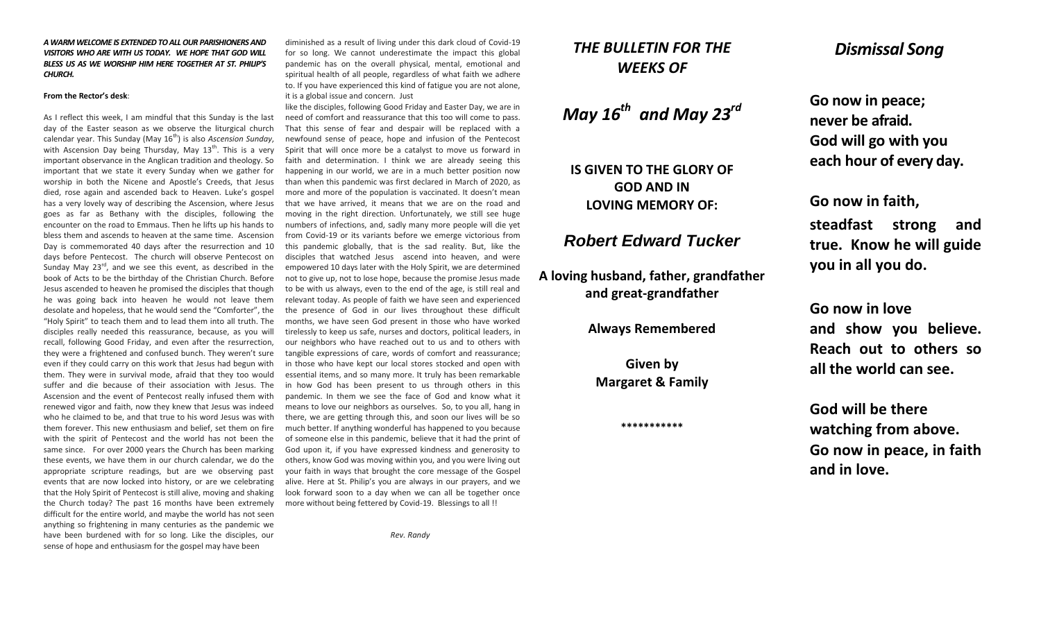***A WARM WELCOME IS EXTENDED TO ALL OUR PARISHIONERS AND VISITORS WHO ARE WITH US TODAY. WE HOPE THAT GOD WILL BLESS US AS WE WORSHIP HIM HERE TOGETHER AT ST. PHILIP'S CHURCH.***

**From the Rector's desk**:

As I reflect this week, I am mindful that this Sunday is the last day of the Easter season as we observe the liturgical church calendar year. This Sunday (May 16th) is also *Ascension Sunday*, with Ascension Day being Thursday, May 13th. This is a very important observance in the Anglican tradition and theology. So important that we state it every Sunday when we gather for worship in both the Nicene and Apostle's Creeds, that Jesus died, rose again and ascended back to Heaven. Luke's gospel has a very lovely way of describing the Ascension, where Jesus goes as far as Bethany with the disciples, following the encounter on the road to Emmaus. Then he lifts up his hands to bless them and ascends to heaven at the same time. Ascension Day is commemorated 40 days after the resurrection and 10 days before Pentecost. The church will observe Pentecost on Sunday May 23rd, and we see this event, as described in the book of Acts to be the birthday of the Christian Church. Before Jesus ascended to heaven he promised the disciples that though he was going back into heaven he would not leave them desolate and hopeless, that he would send the "Comforter", the "Holy Spirit" to teach them and to lead them into all truth. The disciples really needed this reassurance, because, as you will recall, following Good Friday, and even after the resurrection, they were a frightened and confused bunch. They weren't sure even if they could carry on this work that Jesus had begun with them. They were in survival mode, afraid that they too would suffer and die because of their association with Jesus. The Ascension and the event of Pentecost really infused them with renewed vigor and faith, now they knew that Jesus was indeed who he claimed to be, and that true to his word Jesus was with them forever. This new enthusiasm and belief, set them on fire with the spirit of Pentecost and the world has not been the same since. For over 2000 years the Church has been marking these events, we have them in our church calendar, we do the appropriate scripture readings, but are we observing past events that are now locked into history, or are we celebrating that the Holy Spirit of Pentecost is still alive, moving and shaking the Church today? The past 16 months have been extremely difficult for the entire world, and maybe the world has not seen anything so frightening in many centuries as the pandemic we have been burdened with for so long. Like the disciples, our sense of hope and enthusiasm for the gospel may have been diminished as a result of living under this dark cloud of Covid-19 for so long. We cannot underestimate the impact this global pandemic has on the overall physical, mental, emotional and spiritual health of all people, regardless of what faith we adhere to. If you have experienced this kind of fatigue you are not alone, it is a global issue and concern. Just like the disciples, following Good Friday and Easter Day, we are in need of comfort and reassurance that this too will come to pass. That this sense of fear and despair will be replaced with a newfound sense of peace, hope and infusion of the Pentecost Spirit that will once more be a catalyst to move us forward in faith and determination. I think we are already seeing this happening in our world, we are in a much better position now than when this pandemic was first declared in March of 2020, as more and more of the population is vaccinated. It doesn't mean that we have arrived, it means that we are on the road and moving in the right direction. Unfortunately, we still see huge numbers of infections, and, sadly many more people will die yet from Covid-19 or its variants before we emerge victorious from this pandemic globally, that is the sad reality. But, like the disciples that watched Jesus ascend into heaven, and were empowered 10 days later with the Holy Spirit, we are determined not to give up, not to lose hope, because the promise Jesus made to be with us always, even to the end of the age, is still real and relevant today. As people of faith we have seen and experienced the presence of God in our lives throughout these difficult months, we have seen God present in those who have worked tirelessly to keep us safe, nurses and doctors, political leaders, in our neighbors who have reached out to us and to others with tangible expressions of care, words of comfort and reassurance; in those who have kept our local stores stocked and open with essential items, and so many more. It truly has been remarkable in how God has been present to us through others in this pandemic. In them we see the face of God and know what it means to love our neighbors as ourselves. So, to you all, hang in there, we are getting through this, and soon our lives will be so much better. If anything wonderful has happened to you because of someone else in this pandemic, believe that it had the print of God upon it, if you have expressed kindness and generosity to others, know God was moving within you, and you were living out your faith in ways that brought the core message of the Gospel alive. Here at St. Philip's you are always in our prayers, and we look forward soon to a day when we can all be together once more without being fettered by Covid-19. Blessings to all !!

*Rev. Randy*

# *THE BULLETIN FOR THE WEEKS OF*

# *May 16th and May 23rd*

**IS GIVEN TO THE GLORY OF GOD AND IN LOVING MEMORY OF:**

## *Robert Edward Tucker*

**A loving husband, father, grandfather and great-grandfather**

**Always Remembered**

**Given by**
**Margaret & Family**

***********

# *Dismissal Song*

**Go now in peace;**
**never be afraid.**
**God will go with you**
**each hour of every day.**

**Go now in faith,**
**steadfast strong and true. Know he will guide you in all you do.**

**Go now in love**
**and show you believe. Reach out to others so all the world can see.**

**God will be there**
**watching from above.**
**Go now in peace, in faith and in love.**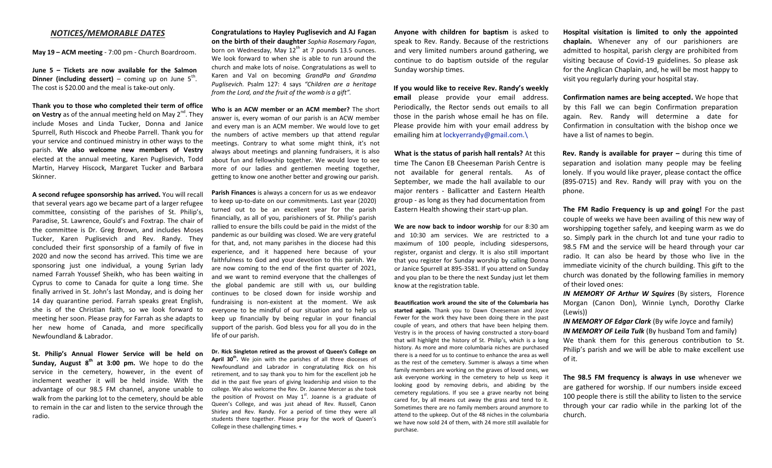## *NOTICES/MEMORABLE DATES*

**May 19 – ACM meeting** - 7:00 pm - Church Boardroom.

**June 5 – Tickets are now available for the Salmon Dinner (including dessert)** – coming up on June 5th. The cost is $20.00 and the meal is take-out only.

**Thank you to those who completed their term of office on Vestry** as of the annual meeting held on May 2nd. They include Moses and Linda Tucker, Donna and Janice Spurrell, Ruth Hiscock and Pheobe Parrell. Thank you for your service and continued ministry in other ways to the parish. **We also welcome new members of Vestry** elected at the annual meeting, Karen Puglisevich, Todd Martin, Harvey Hiscock, Margaret Tucker and Barbara Skinner.

**A second refugee sponsorship has arrived.** You will recall that several years ago we became part of a larger refugee committee, consisting of the parishes of St. Philip's, Paradise, St. Lawrence, Gould's and Foxtrap. The chair of the committee is Dr. Greg Brown, and includes Moses Tucker, Karen Puglisevich and Rev. Randy. They concluded their first sponsorship of a family of five in 2020 and now the second has arrived. This time we are sponsoring just one individual, a young Syrian lady named Farrah Youssef Sheikh, who has been waiting in Cyprus to come to Canada for quite a long time. She finally arrived in St. John's last Monday, and is doing her 14 day quarantine period. Farrah speaks great English, she is of the Christian faith, so we look forward to meeting her soon. Please pray for Farrah as she adapts to her new home of Canada, and more specifically Newfoundland & Labrador.

**St. Philip's Annual Flower Service will be held on Sunday, August 8th at 3:00 pm.** We hope to do the service in the cemetery, however, in the event of inclement weather it will be held inside. With the advantage of our 98.5 FM channel, anyone unable to walk from the parking lot to the cemetery, should be able to remain in the car and listen to the service through the radio.

**Congratulations to Hayley Puglisevich and AJ Fagan on the birth of their daughter** *Sophia Rosemary Fagan*, born on Wednesday, May 12th at 7 pounds 13.5 ounces. We look forward to when she is able to run around the church and make lots of noise. Congratulations as well to Karen and Val on becoming *GrandPa and Grandma Puglisevich.* Psalm 127: 4 says *"Children are a heritage from the Lord, and the fruit of the womb is a gift".*

**Who is an ACW member or an ACM member?** The short answer is, every woman of our parish is an ACW member and every man is an ACM member. We would love to get the numbers of active members up that attend regular meetings. Contrary to what some might think, it's not always about meetings and planning fundraisers, it is also about fun and fellowship together. We would love to see more of our ladies and gentlemen meeting together, getting to know one another better and growing our parish.

**Parish Finances** is always a concern for us as we endeavor to keep up-to-date on our commitments. Last year (2020) turned out to be an excellent year for the parish financially, as all of you, parishioners of St. Philip's parish rallied to ensure the bills could be paid in the midst of the pandemic as our building was closed. We are very grateful for that, and, not many parishes in the diocese had this experience, and it happened here because of your faithfulness to God and your devotion to this parish. We are now coming to the end of the first quarter of 2021, and we want to remind everyone that the challenges of the global pandemic are still with us, our building continues to be closed down for inside worship and fundraising is non-existent at the moment. We ask everyone to be mindful of our situation and to help us keep up financially by being regular in your financial support of the parish. God bless you for all you do in the life of our parish.

**Dr. Rick Singleton retired as the provost of Queen's College on April 30th.** We join with the parishes of all three dioceses of Newfoundland and Labrador in congratulating Rick on his retirement, and to say thank you to him for the excellent job he did in the past five years of giving leadership and vision to the college. We also welcome the Rev. Dr. Joanne Mercer as she took the position of Provost on May 1st. Joanne is a graduate of Queen's College, and was just ahead of Rev. Russell, Canon Shirley and Rev. Randy. For a period of time they were all students there together. Please pray for the work of Queen's College in these challenging times. +

**Anyone with children for baptism** is asked to speak to Rev. Randy. Because of the restrictions and very limited numbers around gathering, we continue to do baptism outside of the regular Sunday worship times.

**If you would like to receive Rev. Randy's weekly email** please provide your email address. Periodically, the Rector sends out emails to all those in the parish whose email he has on file. Please provide him with your email address by emailing him at lockyerrandy@gmail.com.\

**What is the status of parish hall rentals?** At this time The Canon EB Cheeseman Parish Centre is not available for general rentals. As of September, we made the hall available to our major renters - Ballicatter and Eastern Health group - as long as they had documentation from Eastern Health showing their start-up plan.

**We are now back to indoor worship** for our 8:30 am and 10:30 am services. We are restricted to a maximum of 100 people, including sidespersons, register, organist and clergy. It is also still important that you register for Sunday worship by calling Donna or Janice Spurrell at 895-3581. If you attend on Sunday and you plan to be there the next Sunday just let them know at the registration table.

**Beautification work around the site of the Columbaria has started again.** Thank you to Dawn Cheeseman and Joyce Fewer for the work they have been doing there in the past couple of years, and others that have been helping them. Vestry is in the process of having constructed a story-board that will highlight the history of St. Philip's, which is a long history. As more and more columbaria niches are purchased there is a need for us to continue to enhance the area as well as the rest of the cemetery. Summer is always a time when family members are working on the graves of loved ones, we ask everyone working in the cemetery to help us keep it looking good by removing debris, and abiding by the cemetery regulations. If you see a grave nearby not being cared for, by all means cut away the grass and tend to it. Sometimes there are no family members around anymore to attend to the upkeep. Out of the 48 niches in the columbaria we have now sold 24 of them, with 24 more still available for purchase.

**Hospital visitation is limited to only the appointed chaplain.** Whenever any of our parishioners are admitted to hospital, parish clergy are prohibited from visiting because of Covid-19 guidelines. So please ask for the Anglican Chaplain, and, he will be most happy to visit you regularly during your hospital stay.

**Confirmation names are being accepted.** We hope that by this Fall we can begin Confirmation preparation again. Rev. Randy will determine a date for Confirmation in consultation with the bishop once we have a list of names to begin.

**Rev. Randy is available for prayer –** during this time of separation and isolation many people may be feeling lonely. If you would like prayer, please contact the office (895-0715) and Rev. Randy will pray with you on the phone.

**The FM Radio Frequency is up and going!** For the past couple of weeks we have been availing of this new way of worshipping together safely, and keeping warm as we do so. Simply park in the church lot and tune your radio to 98.5 FM and the service will be heard through your car radio. It can also be heard by those who live in the immediate vicinity of the church building. This gift to the church was donated by the following families in memory of their loved ones:

***IN MEMORY OF Arthur W Squires*** (By sisters, Florence Morgan (Canon Don), Winnie Lynch, Dorothy Clarke (Lewis))

***IN MEMORY OF Edgar Clark*** (By wife Joyce and family)

***IN MEMORY OF Leila Tulk*** (By husband Tom and family)

We thank them for this generous contribution to St. Philip's parish and we will be able to make excellent use of it.

**The 98.5 FM frequency is always in use** whenever we are gathered for worship. If our numbers inside exceed 100 people there is still the ability to listen to the service through your car radio while in the parking lot of the church.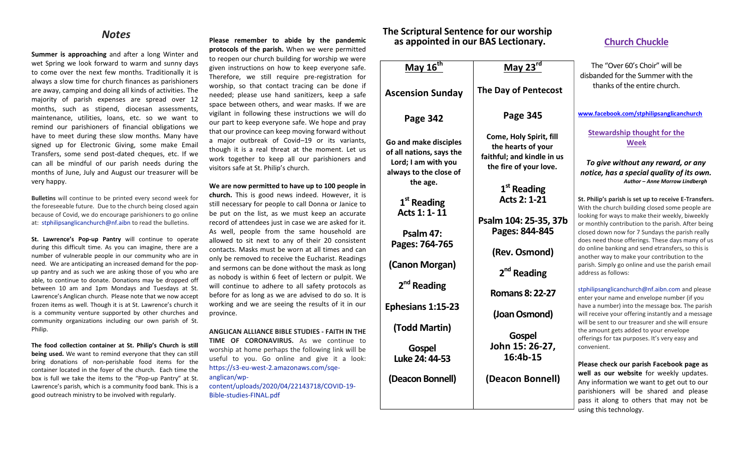## *Notes*

**Summer is approaching** and after a long Winter and wet Spring we look forward to warm and sunny days to come over the next few months. Traditionally it is always a slow time for church finances as parishioners are away, camping and doing all kinds of activities. The majority of parish expenses are spread over 12 months, such as stipend, diocesan assessments, maintenance, utilities, loans, etc. so we want to remind our parishioners of financial obligations we have to meet during these slow months. Many have signed up for Electronic Giving, some make Email Transfers, some send post-dated cheques, etc. If we can all be mindful of our parish needs during the months of June, July and August our treasurer will be very happy.

**Bulletins** will continue to be printed every second week for the foreseeable future. Due to the church being closed again because of Covid, we do encourage parishioners to go online at: stphilipsanglicanchurch@nf.aibn to read the bulletins.

**St. Lawrence's Pop-up Pantry** will continue to operate during this difficult time. As you can imagine, there are a number of vulnerable people in our community who are in need. We are anticipating an increased demand for the pop-up pantry and as such we are asking those of you who are able, to continue to donate. Donations may be dropped off between 10 am and 1pm Mondays and Tuesdays at St. Lawrence's Anglican church. Please note that we now accept frozen items as well. Though it is at St. Lawrence's church it is a community venture supported by other churches and community organizations including our own parish of St. Philip.

**The food collection container at St. Philip's Church is still being used.** We want to remind everyone that they can still bring donations of non-perishable food items for the container located in the foyer of the church. Each time the box is full we take the items to the "Pop-up Pantry" at St. Lawrence's parish, which is a community food bank. This is a good outreach ministry to be involved with regularly.

**Please remember to abide by the pandemic protocols of the parish.** When we were permitted to reopen our church building for worship we were given instructions on how to keep everyone safe. Therefore, we still require pre-registration for worship, so that contact tracing can be done if needed; please use hand sanitizers, keep a safe space between others, and wear masks. If we are vigilant in following these instructions we will do our part to keep everyone safe. We hope and pray that our province can keep moving forward without a major outbreak of Covid–19 or its variants, though it is a real threat at the moment. Let us work together to keep all our parishioners and visitors safe at St. Philip's church.

**We are now permitted to have up to 100 people in church.** This is good news indeed. However, it is still necessary for people to call Donna or Janice to be put on the list, as we must keep an accurate record of attendees just in case we are asked for it. As well, people from the same household are allowed to sit next to any of their 20 consistent contacts. Masks must be worn at all times and can only be removed to receive the Eucharist. Readings and sermons can be done without the mask as long as nobody is within 6 feet of lectern or pulpit. We will continue to adhere to all safety protocols as before for as long as we are advised to do so. It is working and we are seeing the results of it in our province.

**ANGLICAN ALLIANCE BIBLE STUDIES - FAITH IN THE TIME OF CORONAVIRUS.** As we continue to worship at home perhaps the following link will be useful to you. Go online and give it a look: https://s3-eu-west-2.amazonaws.com/sqe-anglican/wp-content/uploads/2020/04/22143718/COVID-19-Bible-studies-FINAL.pdf

## The Scriptural Sentence for our worship as appointed in our BAS Lectionary.

| May 16th | May 23rd |
|---|---|
| **Ascension Sunday** | **The Day of Pentecost** |
| **Page 342** | **Page 345** |
| **Go and make disciples of all nations, says the Lord; I am with you always to the close of the age.** | **Come, Holy Spirit, fill the hearts of your faithful; and kindle in us the fire of your love.** |
| **1st Reading Acts 1: 1- 11** | **1st Reading Acts 2: 1-21** |
| **Psalm 47: Pages: 764-765** | **Psalm 104: 25-35, 37b Pages: 844-845** |
| **(Canon Morgan)** | **(Rev. Osmond)** |
| **2nd Reading Ephesians 1:15-23** | **2nd Reading Romans 8: 22-27** |
| **(Todd Martin)** | **(Joan Osmond)** |
| **Gospel Luke 24: 44-53** | **Gospel John 15: 26-27, 16:4b-15** |
| **(Deacon Bonnell)** | **(Deacon Bonnell)** |

## Church Chuckle

The "Over 60's Choir" will be disbanded for the Summer with the thanks of the entire church.

**www.facebook.com/stphilipsanglicanchurch**

### Stewardship thought for the Week

***To give without any reward, or any notice, has a special quality of its own.***
***Author – Anne Morrow Lindbergh***

**St. Philip's parish is set up to receive E-Transfers.** With the church building closed some people are looking for ways to make their weekly, biweekly or monthly contribution to the parish. After being closed down now for 7 Sundays the parish really does need those offerings. These days many of us do online banking and send etransfers, so this is another way to make your contribution to the parish. Simply go online and use the parish email address as follows:

stphilipsanglicanchurch@nf.aibn.com and please enter your name and envelope number (if you have a number) into the message box. The parish will receive your offering instantly and a message will be sent to our treasurer and she will ensure the amount gets added to your envelope offerings for tax purposes. It's very easy and convenient.

**Please check our parish Facebook page as well as our website** for weekly updates. Any information we want to get out to our parishioners will be shared and please pass it along to others that may not be using this technology.